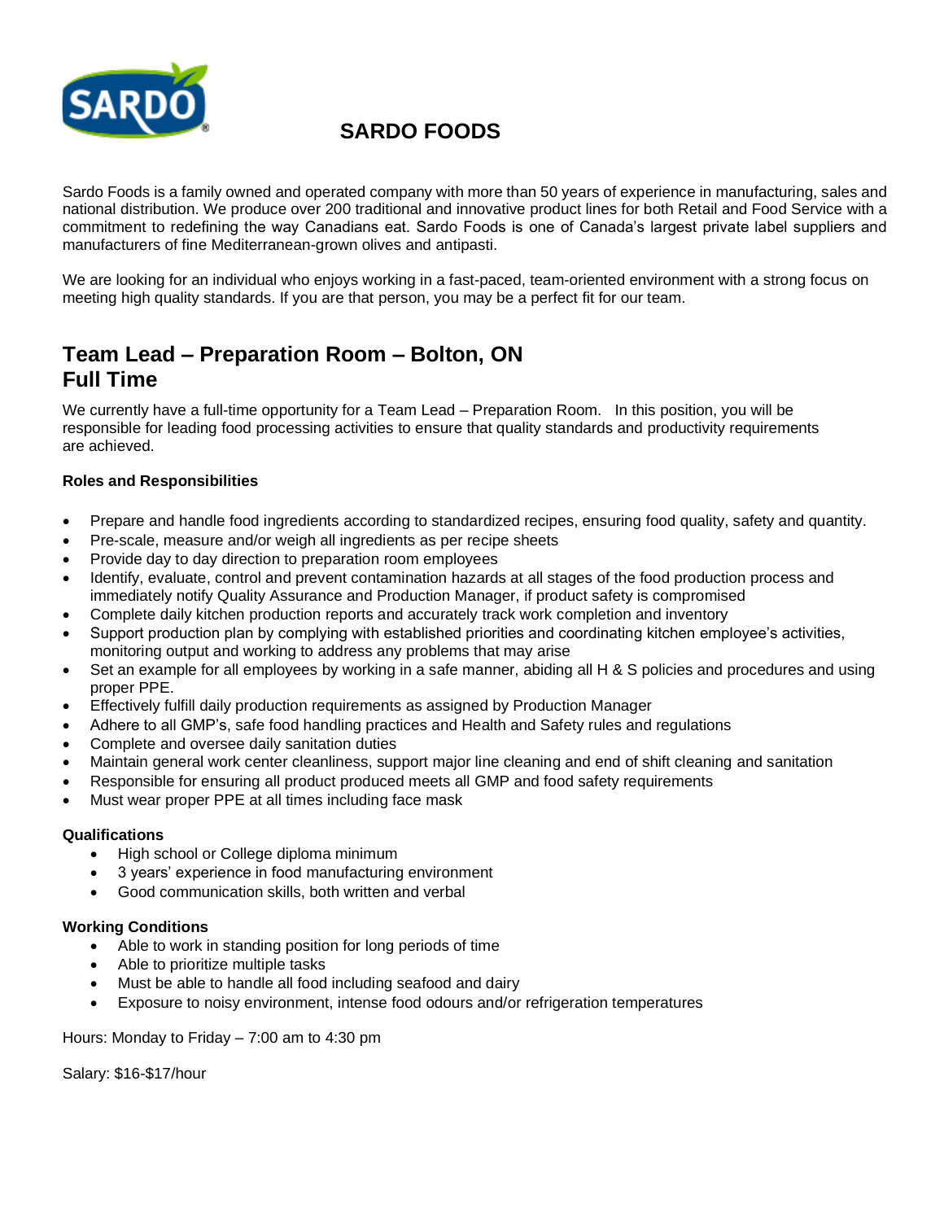# SARDO FOODS

Sardo Foods is a family owned and operated company with more than 50 years of experience in manufacturing, sales and national distribution. We produce over 200 traditional and innovative product lines for both Retail and Food Service with a commitment to redefining the way Canadians eat. Sardo Foods is one of Canada's largest private label suppliers and manufacturers of fine Mediterranean-grown olives and antipasti.

We are looking for an individual who enjoys working in a fast-paced, team-oriented environment with a strong focus on meeting high quality standards. If you are that person, you may be a perfect fit for our team.

## Team Lead – Preparation Room – Bolton, ON
## Full Time

We currently have a full-time opportunity for a Team Lead – Preparation Room. In this position, you will be responsible for leading food processing activities to ensure that quality standards and productivity requirements are achieved.

**Roles and Responsibilities**

- Prepare and handle food ingredients according to standardized recipes, ensuring food quality, safety and quantity.
- Pre-scale, measure and/or weigh all ingredients as per recipe sheets
- Provide day to day direction to preparation room employees
- Identify, evaluate, control and prevent contamination hazards at all stages of the food production process and immediately notify Quality Assurance and Production Manager, if product safety is compromised
- Complete daily kitchen production reports and accurately track work completion and inventory
- Support production plan by complying with established priorities and coordinating kitchen employee's activities, monitoring output and working to address any problems that may arise
- Set an example for all employees by working in a safe manner, abiding all H & S policies and procedures and using proper PPE.
- Effectively fulfill daily production requirements as assigned by Production Manager
- Adhere to all GMP's, safe food handling practices and Health and Safety rules and regulations
- Complete and oversee daily sanitation duties
- Maintain general work center cleanliness, support major line cleaning and end of shift cleaning and sanitation
- Responsible for ensuring all product produced meets all GMP and food safety requirements
- Must wear proper PPE at all times including face mask

**Qualifications**

- High school or College diploma minimum
- 3 years' experience in food manufacturing environment
- Good communication skills, both written and verbal

**Working Conditions**

- Able to work in standing position for long periods of time
- Able to prioritize multiple tasks
- Must be able to handle all food including seafood and dairy
- Exposure to noisy environment, intense food odours and/or refrigeration temperatures

Hours: Monday to Friday – 7:00 am to 4:30 pm

Salary: $16-$17/hour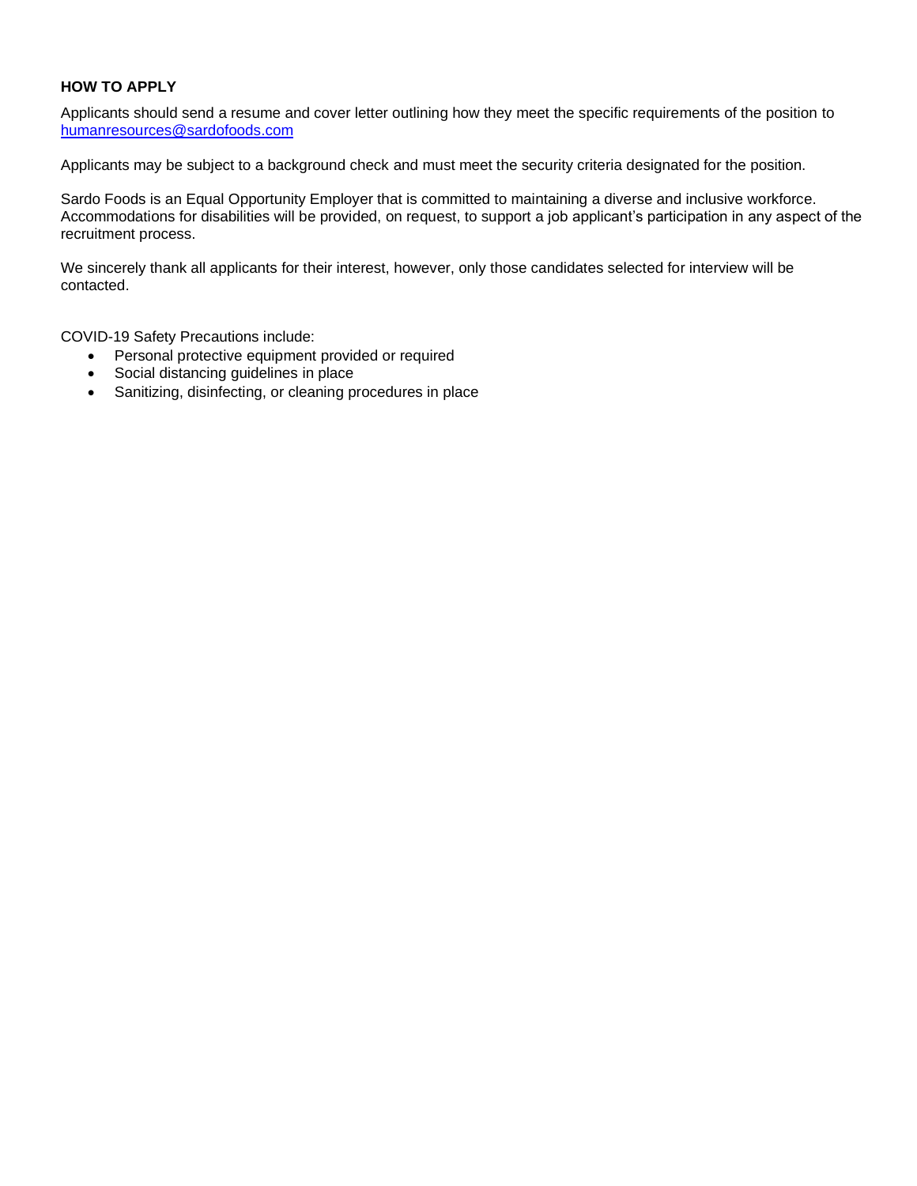**HOW TO APPLY**

Applicants should send a resume and cover letter outlining how they meet the specific requirements of the position to humanresources@sardofoods.com

Applicants may be subject to a background check and must meet the security criteria designated for the position.

Sardo Foods is an Equal Opportunity Employer that is committed to maintaining a diverse and inclusive workforce. Accommodations for disabilities will be provided, on request, to support a job applicant's participation in any aspect of the recruitment process.

We sincerely thank all applicants for their interest, however, only those candidates selected for interview will be contacted.

COVID-19 Safety Precautions include:

- Personal protective equipment provided or required
- Social distancing guidelines in place
- Sanitizing, disinfecting, or cleaning procedures in place